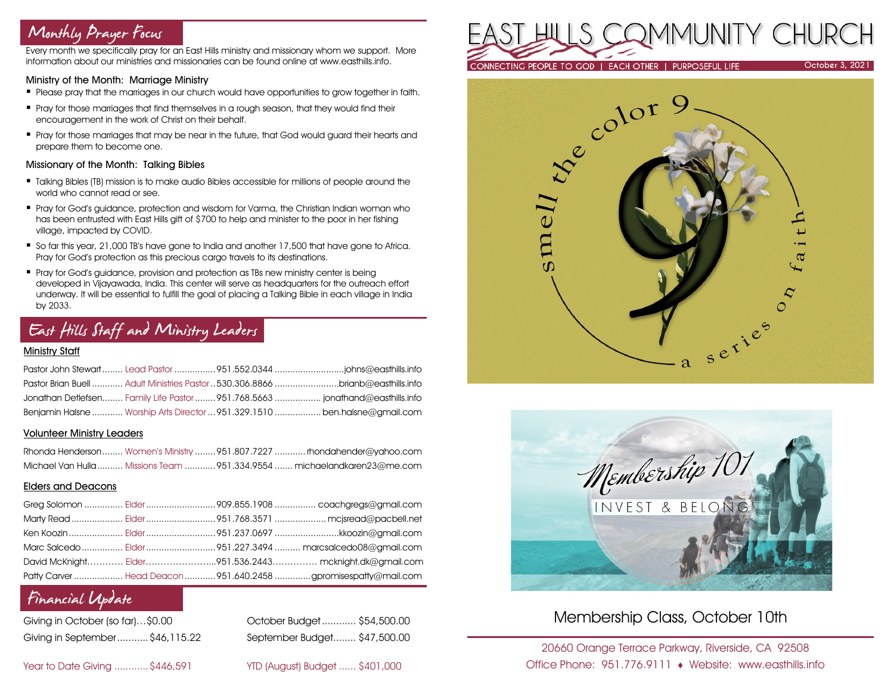## Monthly Prayer Focus

Every month we specifically pray for an East Hills ministry and missionary whom we support. More information about our ministries and missionaries can be found online at www.easthills.info.

### Ministry of the Month: Marriage Ministry

- Please pray that the marriages in our church would have opportunities to grow together in faith.
- Pray for those marriages that find themselves in a rough season, that they would find their encouragement in the work of Christ on their behalf.
- Pray for those marriages that may be near in the future, that God would guard their hearts and prepare them to become one.

### Missionary of the Month: Talking Bibles

- Talking Bibles (TB) mission is to make audio Bibles accessible for millions of people around the world who cannot read or see.
- Pray for God's guidance, protection and wisdom for Varma, the Christian Indian woman who has been entrusted with East Hills gift of $700 to help and minister to the poor in her fishing village, impacted by COVID.
- So far this year, 21,000 TB's have gone to India and another 17,500 that have gone to Africa. Pray for God's protection as this precious cargo travels to its destinations.
- Pray for God's guidance, provision and protection as TBs new ministry center is being developed in Vijayawada, India. This center will serve as headquarters for the outreach effort underway. It will be essential to fulfill the goal of placing a Talking Bible in each village in India by 2033.

## East Hills Staff and Ministry Leaders

### Ministry Staff

| Name | Role | Phone | Email |
|---|---|---|---|
| Pastor John Stewart | Lead Pastor | 951.552.0344 | johns@easthills.info |
| Pastor Brian Buell | Adult Ministries Pastor | 530.306.8866 | brianb@easthills.info |
| Jonathan Detlefsen | Family Life Pastor | 951.768.5663 | jonathand@easthills.info |
| Benjamin Halsne | Worship Arts Director | 951.329.1510 | ben.halsne@gmail.com |

### Volunteer Ministry Leaders

| Name | Role | Phone | Email |
|---|---|---|---|
| Rhonda Henderson | Women's Ministry | 951.807.7227 | rhondahender@yahoo.com |
| Michael Van Hulla | Missions Team | 951.334.9554 | michaelandkaren23@me.com |

### Elders and Deacons

| Name | Role | Phone | Email |
|---|---|---|---|
| Greg Solomon | Elder | 909.855.1908 | coachgregs@gmail.com |
| Marty Read | Elder | 951.768.3571 | mcjsread@pacbell.net |
| Ken Koozin | Elder | 951.237.0697 | kkoozin@gmail.com |
| Marc Salcedo | Elder | 951.227.3494 | marcsalcedo08@gmail.com |
| David McKnight | Elder | 951.536.2443 | mcknight.dk@gmail.com |
| Patty Carver | Head Deacon | 951.640.2458 | gpromisespatty@mail.com |

## Financial Update

| | | | |
|---|---|---|---|
| Giving in October (so far) | $0.00 | October Budget | $54,500.00 |
| Giving in September | $46,115.22 | September Budget | $47,500.00 |
| Year to Date Giving | $446,591 | YTD (August) Budget | $401,000 |

# EAST HILLS COMMUNITY CHURCH

CONNECTING PEOPLE TO GOD | EACH OTHER | PURPOSEFUL LIFE

October 3, 2021

smell the color 9 — a series on faith

Membership 101 — INVEST & BELONG

## Membership Class, October 10th

20660 Orange Terrace Parkway, Riverside, CA 92508

Office Phone: 951.776.9111 ♦ Website: www.easthills.info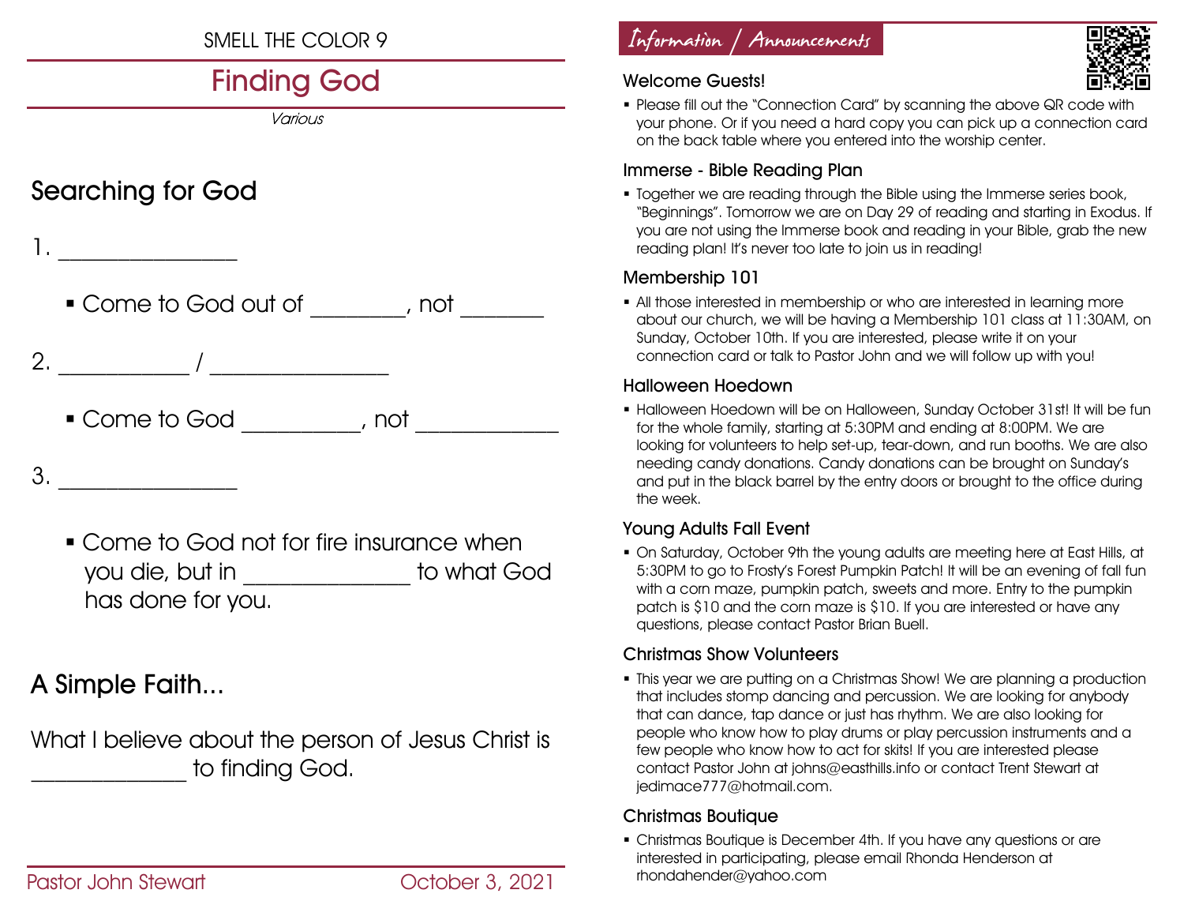SMELL THE COLOR 9

# Finding God

*Various*

## Searching for God

1. _______________

- Come to God out of ________, not _______

2. ___________ / _______________

- Come to God __________, not ____________

3. _______________

- Come to God not for fire insurance when you die, but in ______________ to what God has done for you.

## A Simple Faith...

What I believe about the person of Jesus Christ is _____________ to finding God.

Pastor John Stewart October 3, 2021

## Information / Announcements

### Welcome Guests!

- Please fill out the "Connection Card" by scanning the above QR code with your phone. Or if you need a hard copy you can pick up a connection card on the back table where you entered into the worship center.

### Immerse - Bible Reading Plan

- Together we are reading through the Bible using the Immerse series book, "Beginnings". Tomorrow we are on Day 29 of reading and starting in Exodus. If you are not using the Immerse book and reading in your Bible, grab the new reading plan! It's never too late to join us in reading!

### Membership 101

- All those interested in membership or who are interested in learning more about our church, we will be having a Membership 101 class at 11:30AM, on Sunday, October 10th. If you are interested, please write it on your connection card or talk to Pastor John and we will follow up with you!

### Halloween Hoedown

- Halloween Hoedown will be on Halloween, Sunday October 31st! It will be fun for the whole family, starting at 5:30PM and ending at 8:00PM. We are looking for volunteers to help set-up, tear-down, and run booths. We are also needing candy donations. Candy donations can be brought on Sunday's and put in the black barrel by the entry doors or brought to the office during the week.

### Young Adults Fall Event

- On Saturday, October 9th the young adults are meeting here at East Hills, at 5:30PM to go to Frosty's Forest Pumpkin Patch! It will be an evening of fall fun with a corn maze, pumpkin patch, sweets and more. Entry to the pumpkin patch is $10 and the corn maze is $10. If you are interested or have any questions, please contact Pastor Brian Buell.

### Christmas Show Volunteers

- This year we are putting on a Christmas Show! We are planning a production that includes stomp dancing and percussion. We are looking for anybody that can dance, tap dance or just has rhythm. We are also looking for people who know how to play drums or play percussion instruments and a few people who know how to act for skits! If you are interested please contact Pastor John at johns@easthills.info or contact Trent Stewart at jedimace777@hotmail.com.

### Christmas Boutique

- Christmas Boutique is December 4th. If you have any questions or are interested in participating, please email Rhonda Henderson at rhondahender@yahoo.com